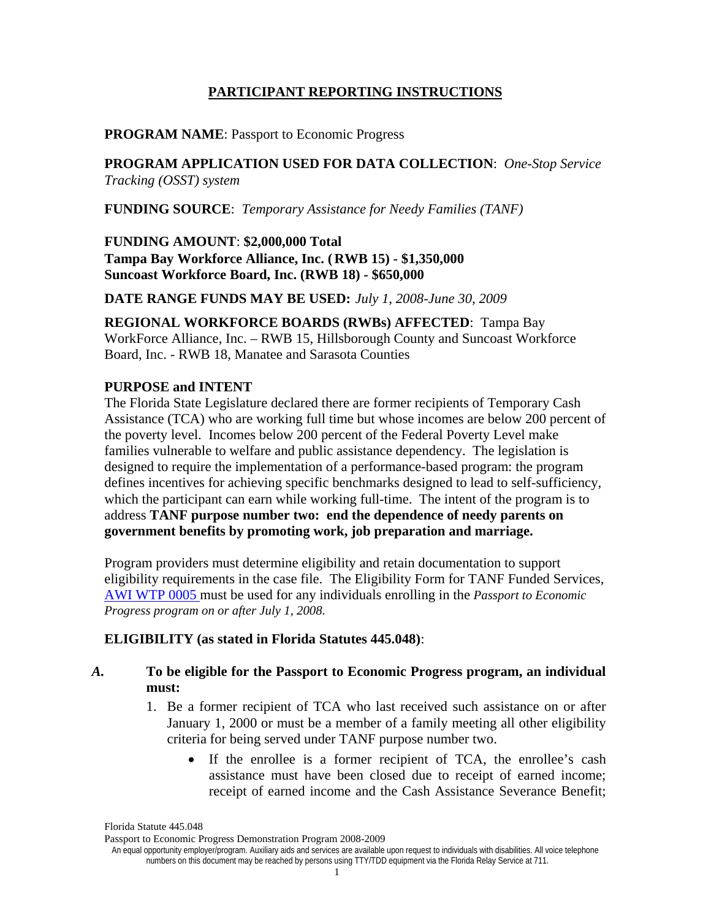# PARTICIPANT REPORTING INSTRUCTIONS

**PROGRAM NAME**: Passport to Economic Progress

**PROGRAM APPLICATION USED FOR DATA COLLECTION**: *One-Stop Service Tracking (OSST) system*

**FUNDING SOURCE**: *Temporary Assistance for Needy Families (TANF)*

**FUNDING AMOUNT**: **$2,000,000 Total**
**Tampa Bay Workforce Alliance, Inc. (RWB 15) - $1,350,000**
**Suncoast Workforce Board, Inc. (RWB 18) - $650,000**

**DATE RANGE FUNDS MAY BE USED:** *July 1, 2008-June 30, 2009*

**REGIONAL WORKFORCE BOARDS (RWBs) AFFECTED**: Tampa Bay WorkForce Alliance, Inc. – RWB 15, Hillsborough County and Suncoast Workforce Board, Inc. - RWB 18, Manatee and Sarasota Counties

**PURPOSE and INTENT**

The Florida State Legislature declared there are former recipients of Temporary Cash Assistance (TCA) who are working full time but whose incomes are below 200 percent of the poverty level. Incomes below 200 percent of the Federal Poverty Level make families vulnerable to welfare and public assistance dependency. The legislation is designed to require the implementation of a performance-based program: the program defines incentives for achieving specific benchmarks designed to lead to self-sufficiency, which the participant can earn while working full-time. The intent of the program is to address **TANF purpose number two: end the dependence of needy parents on government benefits by promoting work, job preparation and marriage.**

Program providers must determine eligibility and retain documentation to support eligibility requirements in the case file. The Eligibility Form for TANF Funded Services, AWI WTP 0005 must be used for any individuals enrolling in the *Passport to Economic Progress program on or after July 1, 2008.*

**ELIGIBILITY (as stated in Florida Statutes 445.048)**:

*A.* **To be eligible for the Passport to Economic Progress program, an individual must:**

1. Be a former recipient of TCA who last received such assistance on or after January 1, 2000 or must be a member of a family meeting all other eligibility criteria for being served under TANF purpose number two.
   - If the enrollee is a former recipient of TCA, the enrollee's cash assistance must have been closed due to receipt of earned income; receipt of earned income and the Cash Assistance Severance Benefit;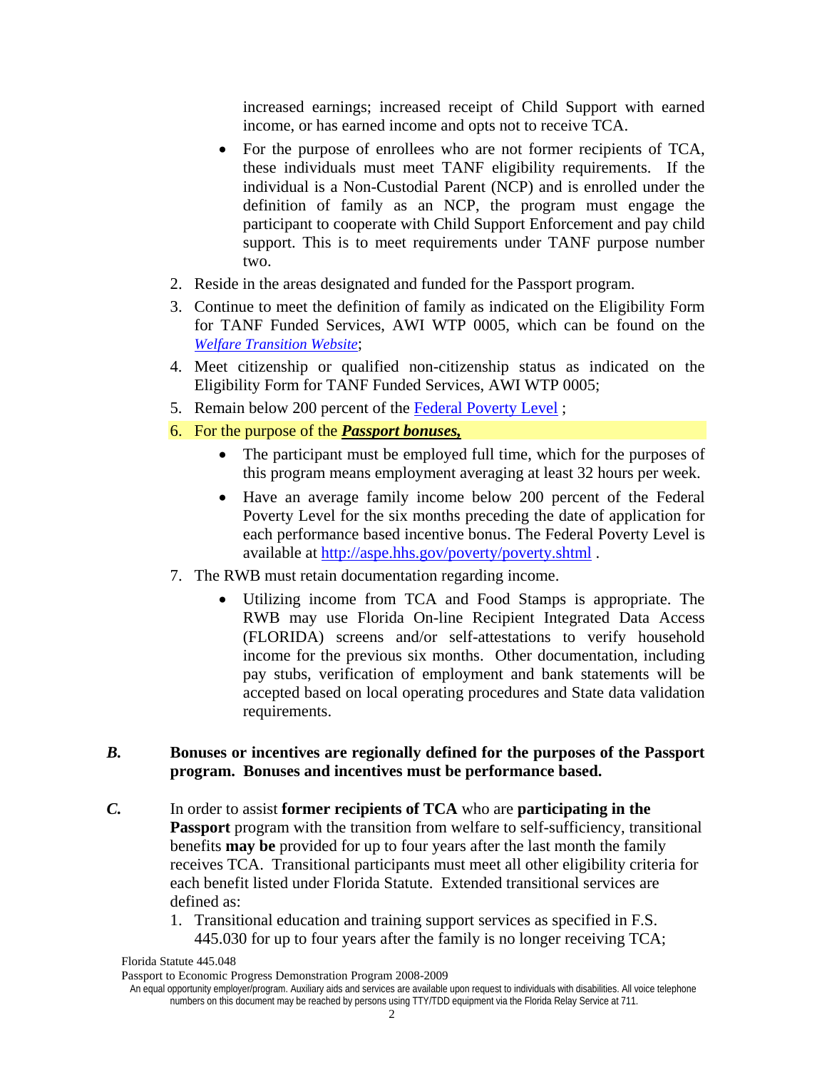increased earnings; increased receipt of Child Support with earned income, or has earned income and opts not to receive TCA.

- For the purpose of enrollees who are not former recipients of TCA, these individuals must meet TANF eligibility requirements. If the individual is a Non-Custodial Parent (NCP) and is enrolled under the definition of family as an NCP, the program must engage the participant to cooperate with Child Support Enforcement and pay child support. This is to meet requirements under TANF purpose number two.

2. Reside in the areas designated and funded for the Passport program.
3. Continue to meet the definition of family as indicated on the Eligibility Form for TANF Funded Services, AWI WTP 0005, which can be found on the *Welfare Transition Website*;
4. Meet citizenship or qualified non-citizenship status as indicated on the Eligibility Form for TANF Funded Services, AWI WTP 0005;
5. Remain below 200 percent of the Federal Poverty Level ;
6. For the purpose of the ***Passport bonuses,***
   - The participant must be employed full time, which for the purposes of this program means employment averaging at least 32 hours per week.
   - Have an average family income below 200 percent of the Federal Poverty Level for the six months preceding the date of application for each performance based incentive bonus. The Federal Poverty Level is available at http://aspe.hhs.gov/poverty/poverty.shtml .
7. The RWB must retain documentation regarding income.
   - Utilizing income from TCA and Food Stamps is appropriate. The RWB may use Florida On-line Recipient Integrated Data Access (FLORIDA) screens and/or self-attestations to verify household income for the previous six months. Other documentation, including pay stubs, verification of employment and bank statements will be accepted based on local operating procedures and State data validation requirements.

***B.*** **Bonuses or incentives are regionally defined for the purposes of the Passport program. Bonuses and incentives must be performance based.**

***C.*** In order to assist **former recipients of TCA** who are **participating in the Passport** program with the transition from welfare to self-sufficiency, transitional benefits **may be** provided for up to four years after the last month the family receives TCA. Transitional participants must meet all other eligibility criteria for each benefit listed under Florida Statute. Extended transitional services are defined as:

1. Transitional education and training support services as specified in F.S. 445.030 for up to four years after the family is no longer receiving TCA;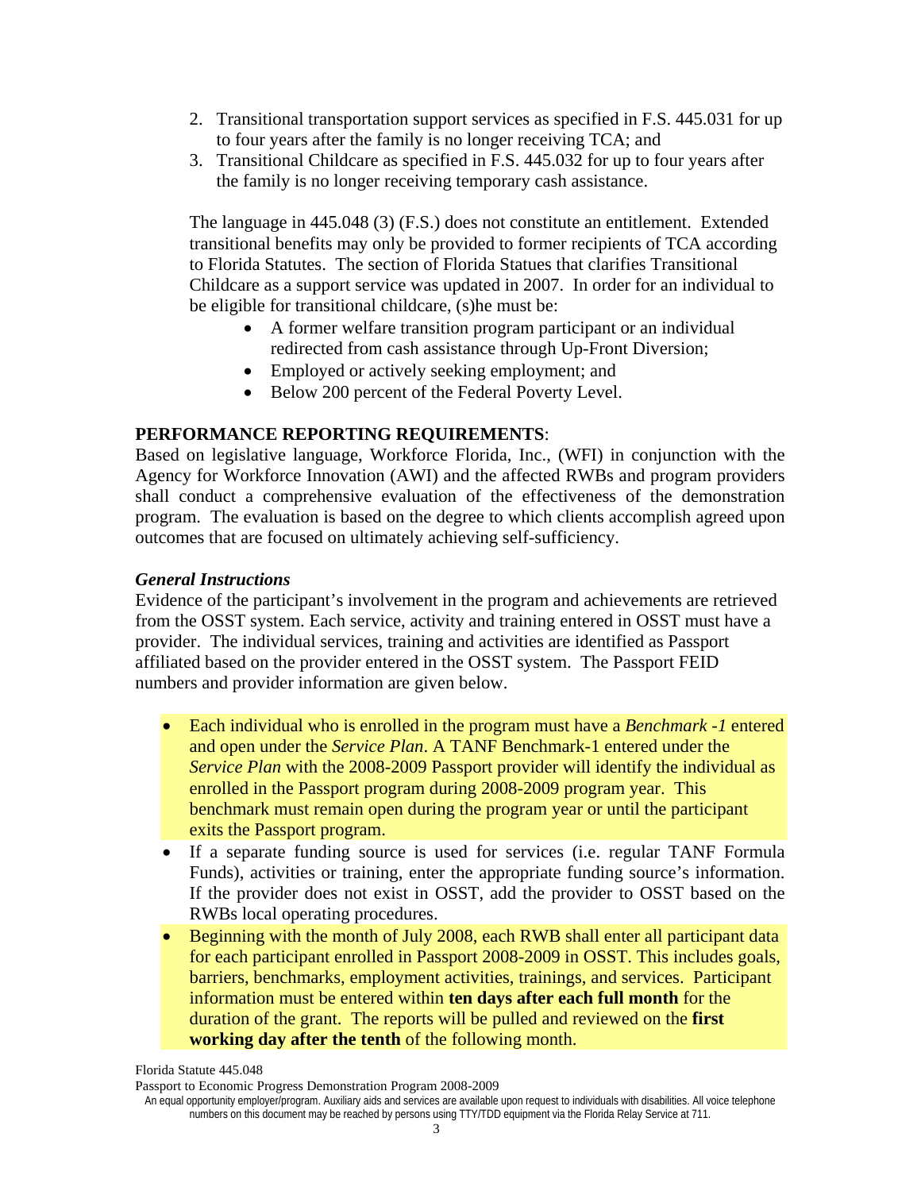2. Transitional transportation support services as specified in F.S. 445.031 for up to four years after the family is no longer receiving TCA; and
3. Transitional Childcare as specified in F.S. 445.032 for up to four years after the family is no longer receiving temporary cash assistance.

The language in 445.048 (3) (F.S.) does not constitute an entitlement. Extended transitional benefits may only be provided to former recipients of TCA according to Florida Statutes. The section of Florida Statues that clarifies Transitional Childcare as a support service was updated in 2007. In order for an individual to be eligible for transitional childcare, (s)he must be:

- A former welfare transition program participant or an individual redirected from cash assistance through Up-Front Diversion;
- Employed or actively seeking employment; and
- Below 200 percent of the Federal Poverty Level.

**PERFORMANCE REPORTING REQUIREMENTS**:

Based on legislative language, Workforce Florida, Inc., (WFI) in conjunction with the Agency for Workforce Innovation (AWI) and the affected RWBs and program providers shall conduct a comprehensive evaluation of the effectiveness of the demonstration program. The evaluation is based on the degree to which clients accomplish agreed upon outcomes that are focused on ultimately achieving self-sufficiency.

***General Instructions***

Evidence of the participant's involvement in the program and achievements are retrieved from the OSST system. Each service, activity and training entered in OSST must have a provider. The individual services, training and activities are identified as Passport affiliated based on the provider entered in the OSST system. The Passport FEID numbers and provider information are given below.

- Each individual who is enrolled in the program must have a *Benchmark -1* entered and open under the *Service Plan*. A TANF Benchmark-1 entered under the *Service Plan* with the 2008-2009 Passport provider will identify the individual as enrolled in the Passport program during 2008-2009 program year. This benchmark must remain open during the program year or until the participant exits the Passport program.
- If a separate funding source is used for services (i.e. regular TANF Formula Funds), activities or training, enter the appropriate funding source's information. If the provider does not exist in OSST, add the provider to OSST based on the RWBs local operating procedures.
- Beginning with the month of July 2008, each RWB shall enter all participant data for each participant enrolled in Passport 2008-2009 in OSST. This includes goals, barriers, benchmarks, employment activities, trainings, and services. Participant information must be entered within **ten days after each full month** for the duration of the grant. The reports will be pulled and reviewed on the **first working day after the tenth** of the following month.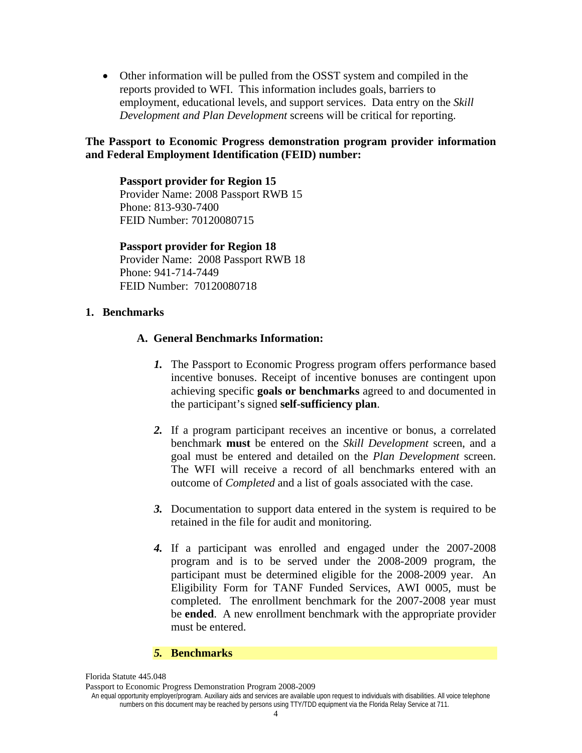- Other information will be pulled from the OSST system and compiled in the reports provided to WFI. This information includes goals, barriers to employment, educational levels, and support services. Data entry on the *Skill Development and Plan Development* screens will be critical for reporting.

**The Passport to Economic Progress demonstration program provider information and Federal Employment Identification (FEID) number:**

**Passport provider for Region 15**
Provider Name: 2008 Passport RWB 15
Phone: 813-930-7400
FEID Number: 70120080715

**Passport provider for Region 18**
Provider Name: 2008 Passport RWB 18
Phone: 941-714-7449
FEID Number: 70120080718

## 1. Benchmarks

### A. General Benchmarks Information:

1. The Passport to Economic Progress program offers performance based incentive bonuses. Receipt of incentive bonuses are contingent upon achieving specific **goals or benchmarks** agreed to and documented in the participant's signed **self-sufficiency plan**.

2. If a program participant receives an incentive or bonus, a correlated benchmark **must** be entered on the *Skill Development* screen, and a goal must be entered and detailed on the *Plan Development* screen. The WFI will receive a record of all benchmarks entered with an outcome of *Completed* and a list of goals associated with the case.

3. Documentation to support data entered in the system is required to be retained in the file for audit and monitoring.

4. If a participant was enrolled and engaged under the 2007-2008 program and is to be served under the 2008-2009 program, the participant must be determined eligible for the 2008-2009 year. An Eligibility Form for TANF Funded Services, AWI 0005, must be completed. The enrollment benchmark for the 2007-2008 year must be **ended**. A new enrollment benchmark with the appropriate provider must be entered.

5. **Benchmarks**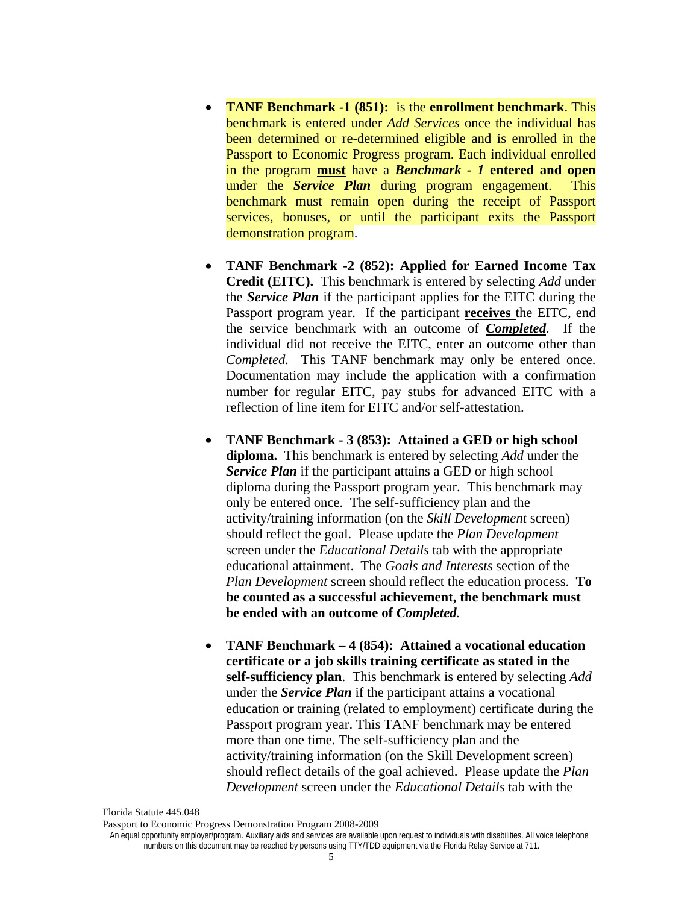- **TANF Benchmark -1 (851):** is the **enrollment benchmark**. This benchmark is entered under *Add Services* once the individual has been determined or re-determined eligible and is enrolled in the Passport to Economic Progress program. Each individual enrolled in the program **must** have a ***Benchmark - 1*** **entered and open** under the ***Service Plan*** during program engagement. This benchmark must remain open during the receipt of Passport services, bonuses, or until the participant exits the Passport demonstration program.

- **TANF Benchmark -2 (852): Applied for Earned Income Tax Credit (EITC).** This benchmark is entered by selecting *Add* under the ***Service Plan*** if the participant applies for the EITC during the Passport program year. If the participant **receives** the EITC, end the service benchmark with an outcome of ***Completed***. If the individual did not receive the EITC, enter an outcome other than *Completed.* This TANF benchmark may only be entered once. Documentation may include the application with a confirmation number for regular EITC, pay stubs for advanced EITC with a reflection of line item for EITC and/or self-attestation.

- **TANF Benchmark - 3 (853): Attained a GED or high school diploma.** This benchmark is entered by selecting *Add* under the ***Service Plan*** if the participant attains a GED or high school diploma during the Passport program year. This benchmark may only be entered once. The self-sufficiency plan and the activity/training information (on the *Skill Development* screen) should reflect the goal. Please update the *Plan Development* screen under the *Educational Details* tab with the appropriate educational attainment. The *Goals and Interests* section of the *Plan Development* screen should reflect the education process. **To be counted as a successful achievement, the benchmark must be ended with an outcome of *Completed.***

- **TANF Benchmark – 4 (854): Attained a vocational education certificate or a job skills training certificate as stated in the self-sufficiency plan**. This benchmark is entered by selecting *Add* under the ***Service Plan*** if the participant attains a vocational education or training (related to employment) certificate during the Passport program year. This TANF benchmark may be entered more than one time. The self-sufficiency plan and the activity/training information (on the Skill Development screen) should reflect details of the goal achieved. Please update the *Plan Development* screen under the *Educational Details* tab with the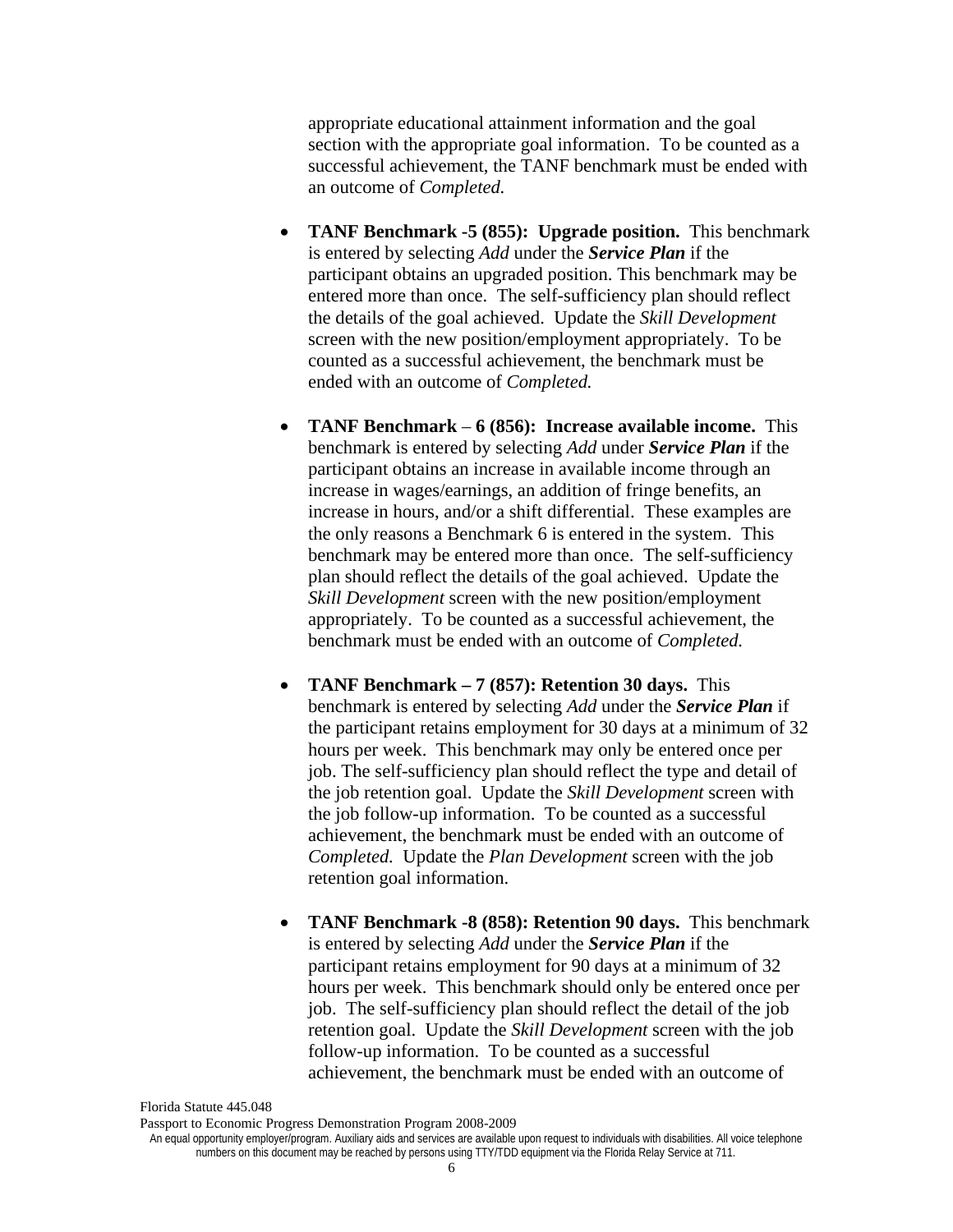appropriate educational attainment information and the goal section with the appropriate goal information. To be counted as a successful achievement, the TANF benchmark must be ended with an outcome of *Completed.*

- **TANF Benchmark -5 (855): Upgrade position.** This benchmark is entered by selecting *Add* under the ***Service Plan*** if the participant obtains an upgraded position. This benchmark may be entered more than once. The self-sufficiency plan should reflect the details of the goal achieved. Update the *Skill Development* screen with the new position/employment appropriately. To be counted as a successful achievement, the benchmark must be ended with an outcome of *Completed.*

- **TANF Benchmark – 6 (856): Increase available income.** This benchmark is entered by selecting *Add* under ***Service Plan*** if the participant obtains an increase in available income through an increase in wages/earnings, an addition of fringe benefits, an increase in hours, and/or a shift differential. These examples are the only reasons a Benchmark 6 is entered in the system. This benchmark may be entered more than once. The self-sufficiency plan should reflect the details of the goal achieved. Update the *Skill Development* screen with the new position/employment appropriately. To be counted as a successful achievement, the benchmark must be ended with an outcome of *Completed.*

- **TANF Benchmark – 7 (857): Retention 30 days.** This benchmark is entered by selecting *Add* under the ***Service Plan*** if the participant retains employment for 30 days at a minimum of 32 hours per week. This benchmark may only be entered once per job. The self-sufficiency plan should reflect the type and detail of the job retention goal. Update the *Skill Development* screen with the job follow-up information. To be counted as a successful achievement, the benchmark must be ended with an outcome of *Completed.* Update the *Plan Development* screen with the job retention goal information.

- **TANF Benchmark -8 (858): Retention 90 days.** This benchmark is entered by selecting *Add* under the ***Service Plan*** if the participant retains employment for 90 days at a minimum of 32 hours per week. This benchmark should only be entered once per job. The self-sufficiency plan should reflect the detail of the job retention goal. Update the *Skill Development* screen with the job follow-up information. To be counted as a successful achievement, the benchmark must be ended with an outcome of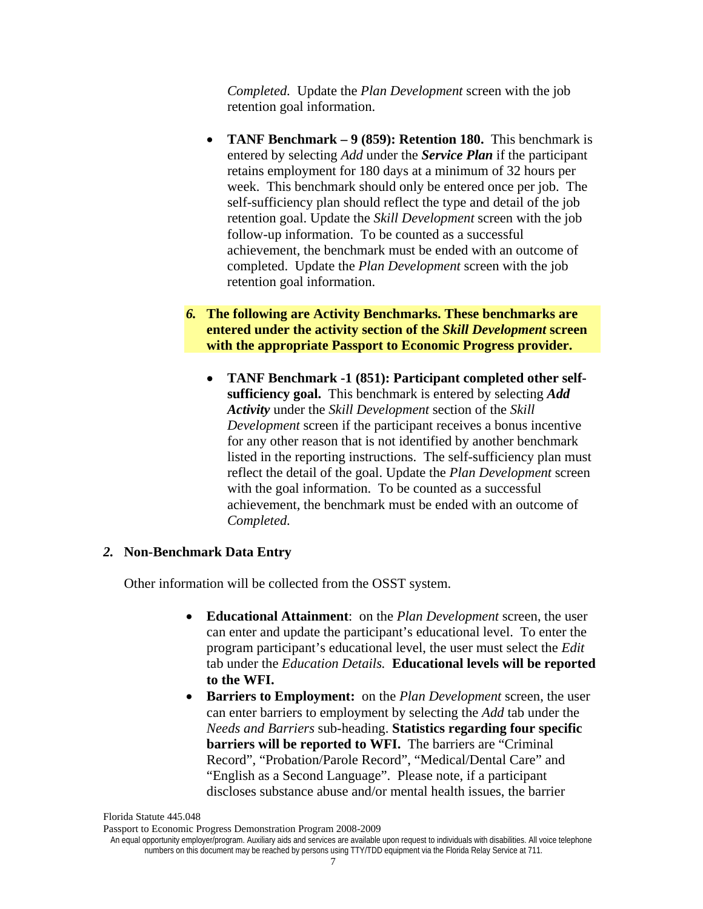*Completed.* Update the *Plan Development* screen with the job retention goal information.

- **TANF Benchmark – 9 (859): Retention 180.** This benchmark is entered by selecting *Add* under the ***Service Plan*** if the participant retains employment for 180 days at a minimum of 32 hours per week. This benchmark should only be entered once per job. The self-sufficiency plan should reflect the type and detail of the job retention goal. Update the *Skill Development* screen with the job follow-up information. To be counted as a successful achievement, the benchmark must be ended with an outcome of completed. Update the *Plan Development* screen with the job retention goal information.

***6.*** **The following are Activity Benchmarks. These benchmarks are entered under the activity section of the *Skill Development* screen with the appropriate Passport to Economic Progress provider.**

- **TANF Benchmark -1 (851): Participant completed other self-sufficiency goal.** This benchmark is entered by selecting ***Add Activity*** under the *Skill Development* section of the *Skill Development* screen if the participant receives a bonus incentive for any other reason that is not identified by another benchmark listed in the reporting instructions. The self-sufficiency plan must reflect the detail of the goal. Update the *Plan Development* screen with the goal information. To be counted as a successful achievement, the benchmark must be ended with an outcome of *Completed.*

***2.*** **Non-Benchmark Data Entry**

Other information will be collected from the OSST system.

- **Educational Attainment**: on the *Plan Development* screen, the user can enter and update the participant's educational level. To enter the program participant's educational level, the user must select the *Edit* tab under the *Education Details.* **Educational levels will be reported to the WFI.**
- **Barriers to Employment:** on the *Plan Development* screen, the user can enter barriers to employment by selecting the *Add* tab under the *Needs and Barriers* sub-heading. **Statistics regarding four specific barriers will be reported to WFI.** The barriers are "Criminal Record", "Probation/Parole Record", "Medical/Dental Care" and "English as a Second Language". Please note, if a participant discloses substance abuse and/or mental health issues, the barrier

Florida Statute 445.048
Passport to Economic Progress Demonstration Program 2008-2009
An equal opportunity employer/program. Auxiliary aids and services are available upon request to individuals with disabilities. All voice telephone numbers on this document may be reached by persons using TTY/TDD equipment via the Florida Relay Service at 711.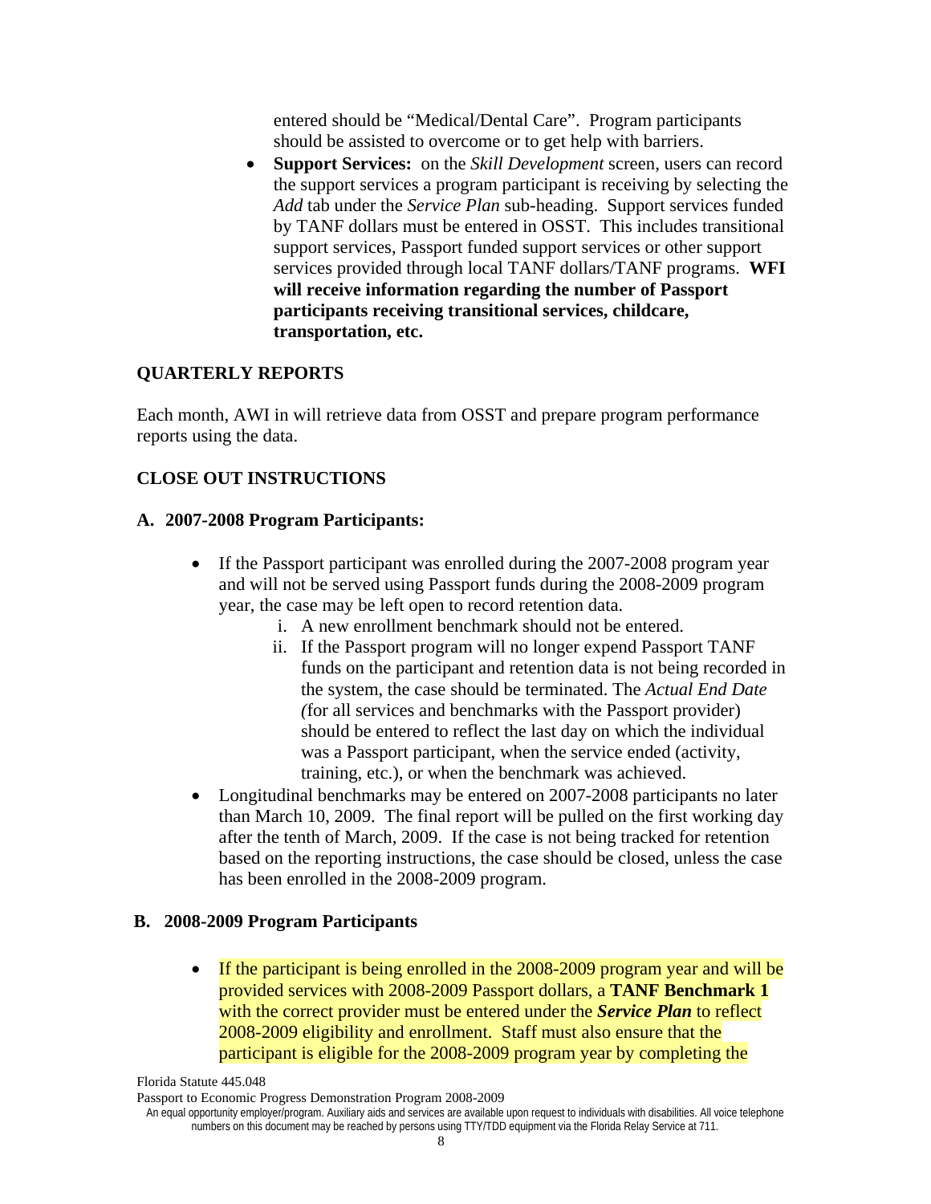entered should be "Medical/Dental Care". Program participants should be assisted to overcome or to get help with barriers.

- **Support Services:** on the *Skill Development* screen, users can record the support services a program participant is receiving by selecting the *Add* tab under the *Service Plan* sub-heading. Support services funded by TANF dollars must be entered in OSST. This includes transitional support services, Passport funded support services or other support services provided through local TANF dollars/TANF programs. **WFI will receive information regarding the number of Passport participants receiving transitional services, childcare, transportation, etc.**

## QUARTERLY REPORTS

Each month, AWI in will retrieve data from OSST and prepare program performance reports using the data.

## CLOSE OUT INSTRUCTIONS

### A. 2007-2008 Program Participants:

- If the Passport participant was enrolled during the 2007-2008 program year and will not be served using Passport funds during the 2008-2009 program year, the case may be left open to record retention data.
    i. A new enrollment benchmark should not be entered.
    ii. If the Passport program will no longer expend Passport TANF funds on the participant and retention data is not being recorded in the system, the case should be terminated. The *Actual End Date (*for all services and benchmarks with the Passport provider) should be entered to reflect the last day on which the individual was a Passport participant, when the service ended (activity, training, etc.), or when the benchmark was achieved.
- Longitudinal benchmarks may be entered on 2007-2008 participants no later than March 10, 2009. The final report will be pulled on the first working day after the tenth of March, 2009. If the case is not being tracked for retention based on the reporting instructions, the case should be closed, unless the case has been enrolled in the 2008-2009 program.

### B. 2008-2009 Program Participants

- If the participant is being enrolled in the 2008-2009 program year and will be provided services with 2008-2009 Passport dollars, a **TANF Benchmark 1** with the correct provider must be entered under the ***Service Plan*** to reflect 2008-2009 eligibility and enrollment. Staff must also ensure that the participant is eligible for the 2008-2009 program year by completing the

Florida Statute 445.048
Passport to Economic Progress Demonstration Program 2008-2009
An equal opportunity employer/program. Auxiliary aids and services are available upon request to individuals with disabilities. All voice telephone numbers on this document may be reached by persons using TTY/TDD equipment via the Florida Relay Service at 711.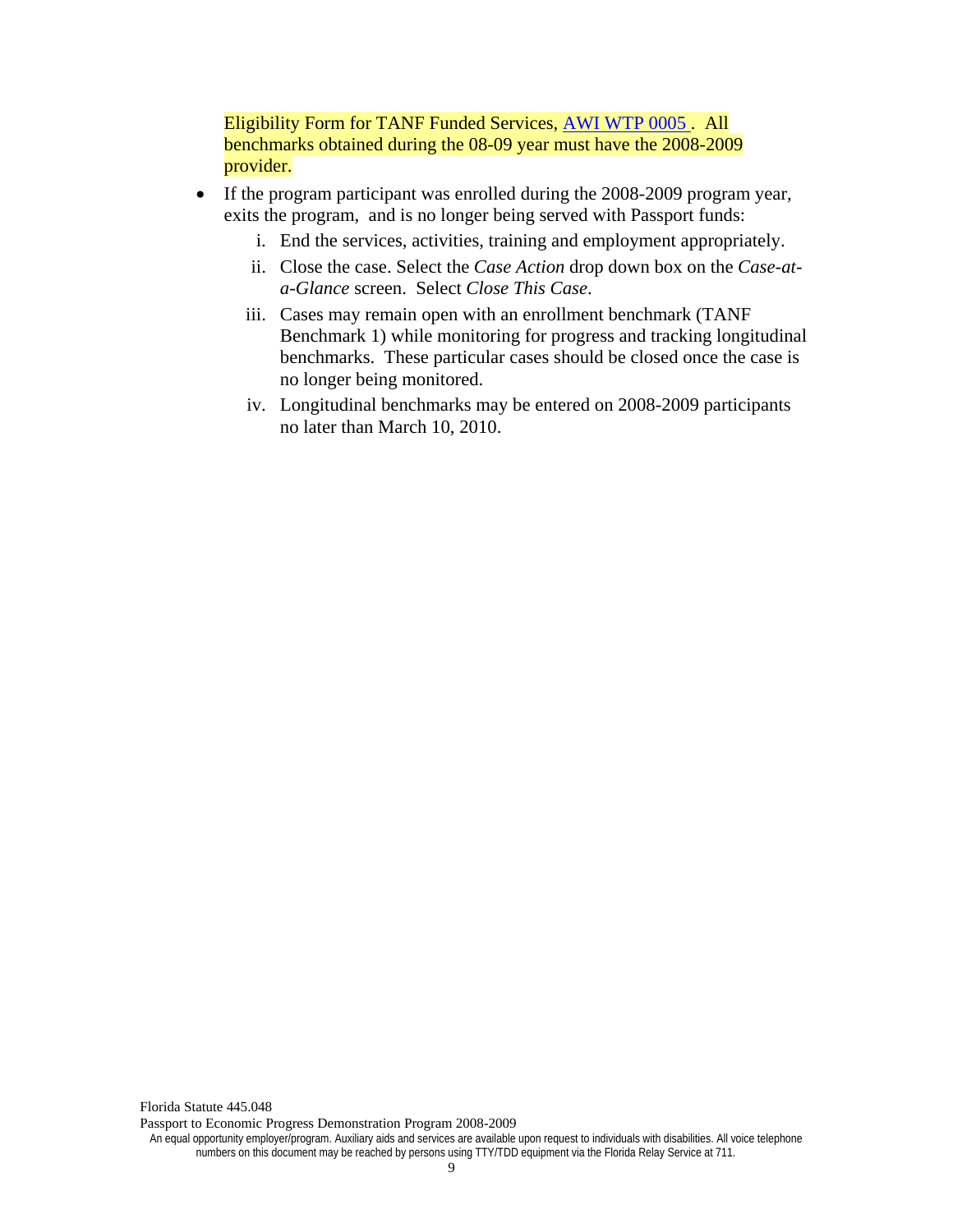Eligibility Form for TANF Funded Services, [AWI WTP 0005](#). All benchmarks obtained during the 08-09 year must have the 2008-2009 provider.

- If the program participant was enrolled during the 2008-2009 program year, exits the program, and is no longer being served with Passport funds:
  1. End the services, activities, training and employment appropriately.
  2. Close the case. Select the *Case Action* drop down box on the *Case-at-a-Glance* screen. Select *Close This Case*.
  3. Cases may remain open with an enrollment benchmark (TANF Benchmark 1) while monitoring for progress and tracking longitudinal benchmarks. These particular cases should be closed once the case is no longer being monitored.
  4. Longitudinal benchmarks may be entered on 2008-2009 participants no later than March 10, 2010.

Florida Statute 445.048

Passport to Economic Progress Demonstration Program 2008-2009

An equal opportunity employer/program. Auxiliary aids and services are available upon request to individuals with disabilities. All voice telephone numbers on this document may be reached by persons using TTY/TDD equipment via the Florida Relay Service at 711.